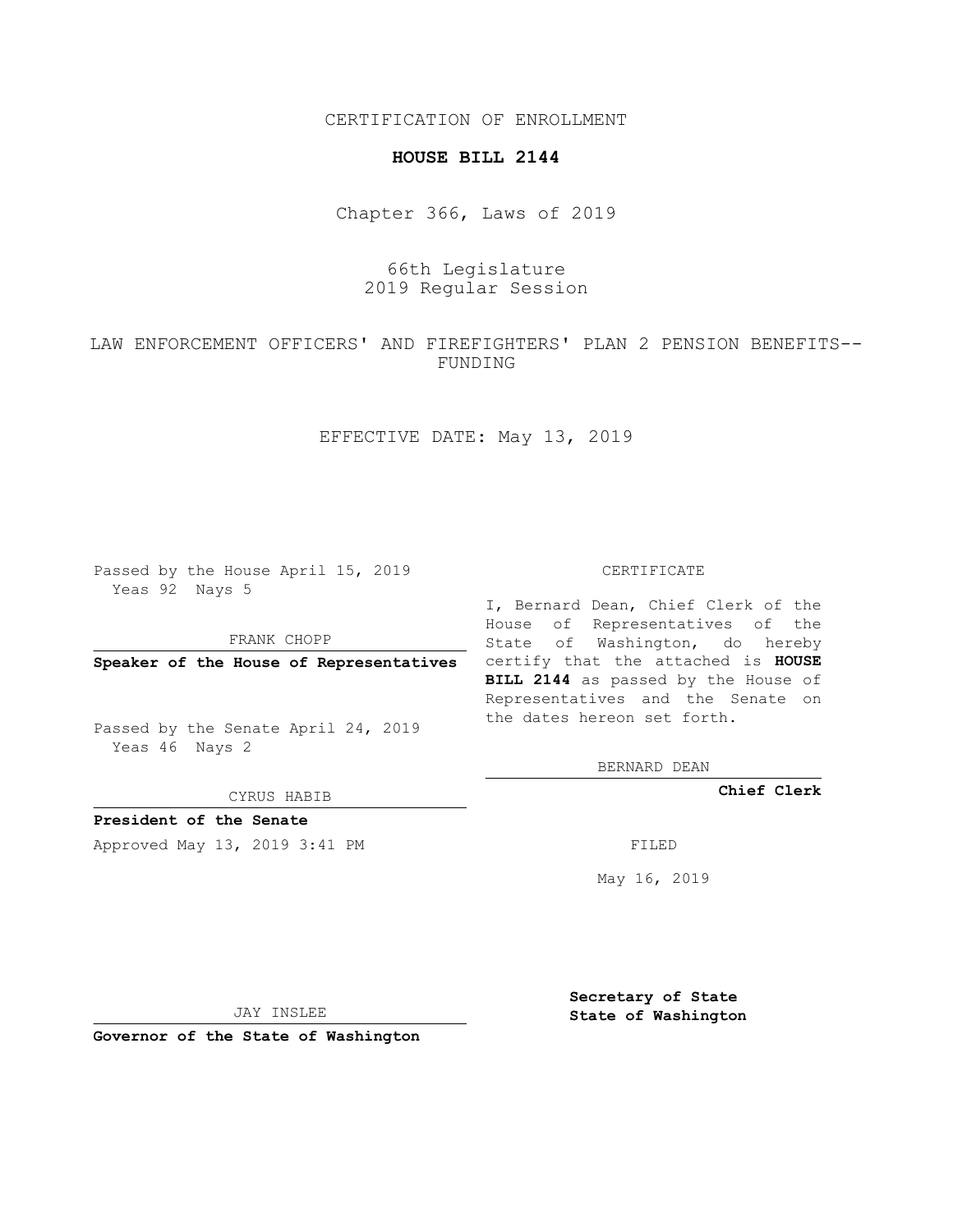CERTIFICATION OF ENROLLMENT

**HOUSE BILL 2144**

Chapter 366, Laws of 2019

66th Legislature
2019 Regular Session

LAW ENFORCEMENT OFFICERS' AND FIREFIGHTERS' PLAN 2 PENSION BENEFITS--FUNDING

EFFECTIVE DATE: May 13, 2019

Passed by the House April 15, 2019
Yeas 92 Nays 5

FRANK CHOPP

**Speaker of the House of Representatives**

Passed by the Senate April 24, 2019
Yeas 46 Nays 2

CYRUS HABIB

**President of the Senate**

Approved May 13, 2019 3:41 PM

JAY INSLEE

**Governor of the State of Washington**

CERTIFICATE

I, Bernard Dean, Chief Clerk of the House of Representatives of the State of Washington, do hereby certify that the attached is **HOUSE BILL 2144** as passed by the House of Representatives and the Senate on the dates hereon set forth.

BERNARD DEAN

**Chief Clerk**

FILED

May 16, 2019

**Secretary of State**
**State of Washington**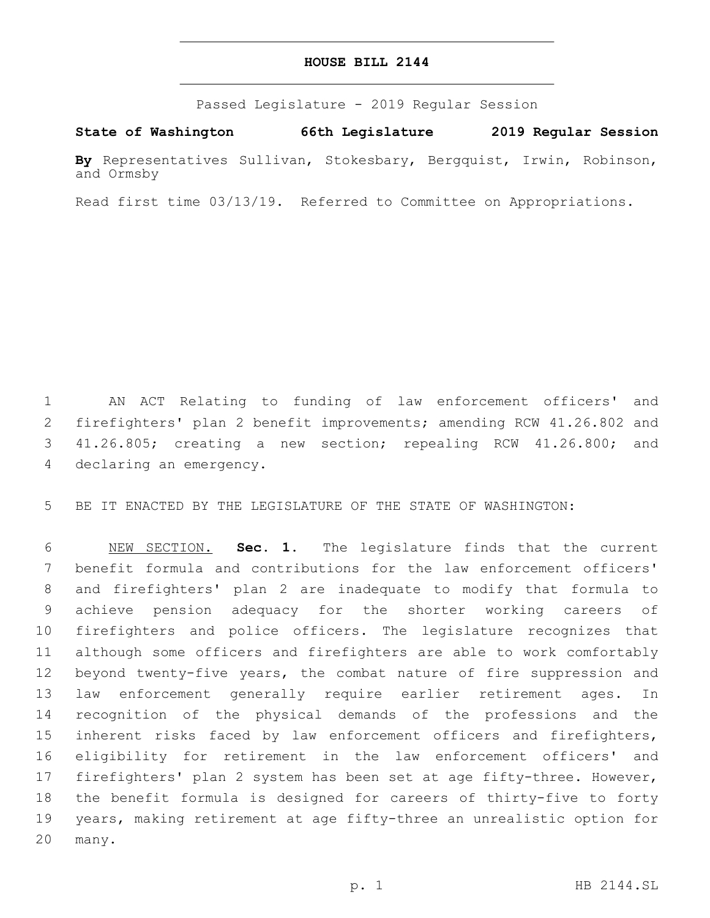# HOUSE BILL 2144

Passed Legislature - 2019 Regular Session

**State of Washington 66th Legislature 2019 Regular Session**

**By** Representatives Sullivan, Stokesbary, Bergquist, Irwin, Robinson, and Ormsby

Read first time 03/13/19. Referred to Committee on Appropriations.

AN ACT Relating to funding of law enforcement officers' and firefighters' plan 2 benefit improvements; amending RCW 41.26.802 and 41.26.805; creating a new section; repealing RCW 41.26.800; and declaring an emergency.

BE IT ENACTED BY THE LEGISLATURE OF THE STATE OF WASHINGTON:

NEW SECTION. **Sec. 1.** The legislature finds that the current benefit formula and contributions for the law enforcement officers' and firefighters' plan 2 are inadequate to modify that formula to achieve pension adequacy for the shorter working careers of firefighters and police officers. The legislature recognizes that although some officers and firefighters are able to work comfortably beyond twenty-five years, the combat nature of fire suppression and law enforcement generally require earlier retirement ages. In recognition of the physical demands of the professions and the inherent risks faced by law enforcement officers and firefighters, eligibility for retirement in the law enforcement officers' and firefighters' plan 2 system has been set at age fifty-three. However, the benefit formula is designed for careers of thirty-five to forty years, making retirement at age fifty-three an unrealistic option for many.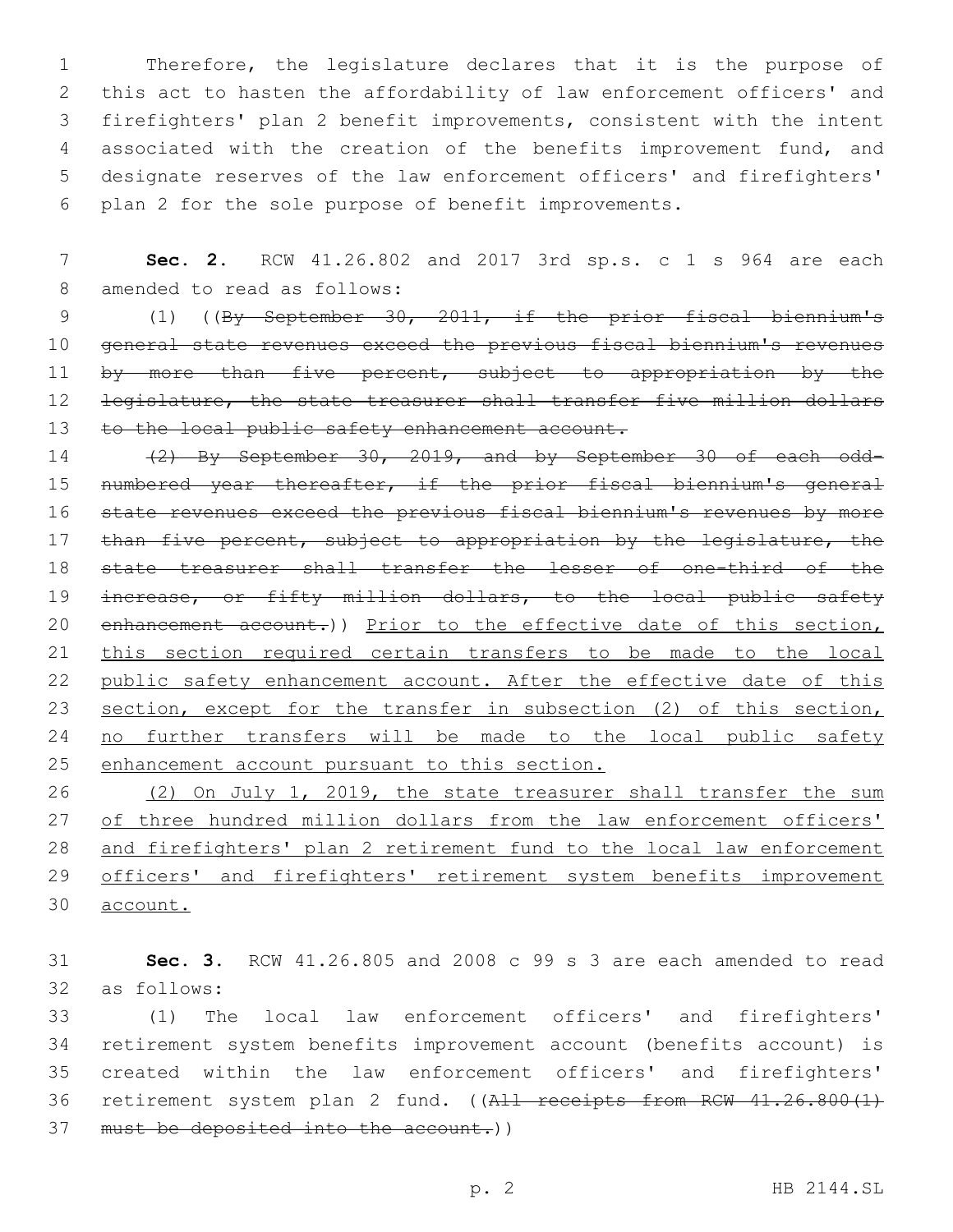Therefore, the legislature declares that it is the purpose of this act to hasten the affordability of law enforcement officers' and firefighters' plan 2 benefit improvements, consistent with the intent associated with the creation of the benefits improvement fund, and designate reserves of the law enforcement officers' and firefighters' plan 2 for the sole purpose of benefit improvements.

**Sec. 2.** RCW 41.26.802 and 2017 3rd sp.s. c 1 s 964 are each amended to read as follows:

(1) ((~~By September 30, 2011, if the prior fiscal biennium's general state revenues exceed the previous fiscal biennium's revenues by more than five percent, subject to appropriation by the legislature, the state treasurer shall transfer five million dollars to the local public safety enhancement account.~~

~~(2) By September 30, 2019, and by September 30 of each odd-numbered year thereafter, if the prior fiscal biennium's general state revenues exceed the previous fiscal biennium's revenues by more than five percent, subject to appropriation by the legislature, the state treasurer shall transfer the lesser of one-third of the increase, or fifty million dollars, to the local public safety enhancement account.~~)) <u>Prior to the effective date of this section, this section required certain transfers to be made to the local public safety enhancement account. After the effective date of this section, except for the transfer in subsection (2) of this section, no further transfers will be made to the local public safety enhancement account pursuant to this section.</u>

<u>(2) On July 1, 2019, the state treasurer shall transfer the sum of three hundred million dollars from the law enforcement officers' and firefighters' plan 2 retirement fund to the local law enforcement officers' and firefighters' retirement system benefits improvement account.</u>

**Sec. 3.** RCW 41.26.805 and 2008 c 99 s 3 are each amended to read as follows:

(1) The local law enforcement officers' and firefighters' retirement system benefits improvement account (benefits account) is created within the law enforcement officers' and firefighters' retirement system plan 2 fund. ((~~All receipts from RCW 41.26.800(1) must be deposited into the account.~~))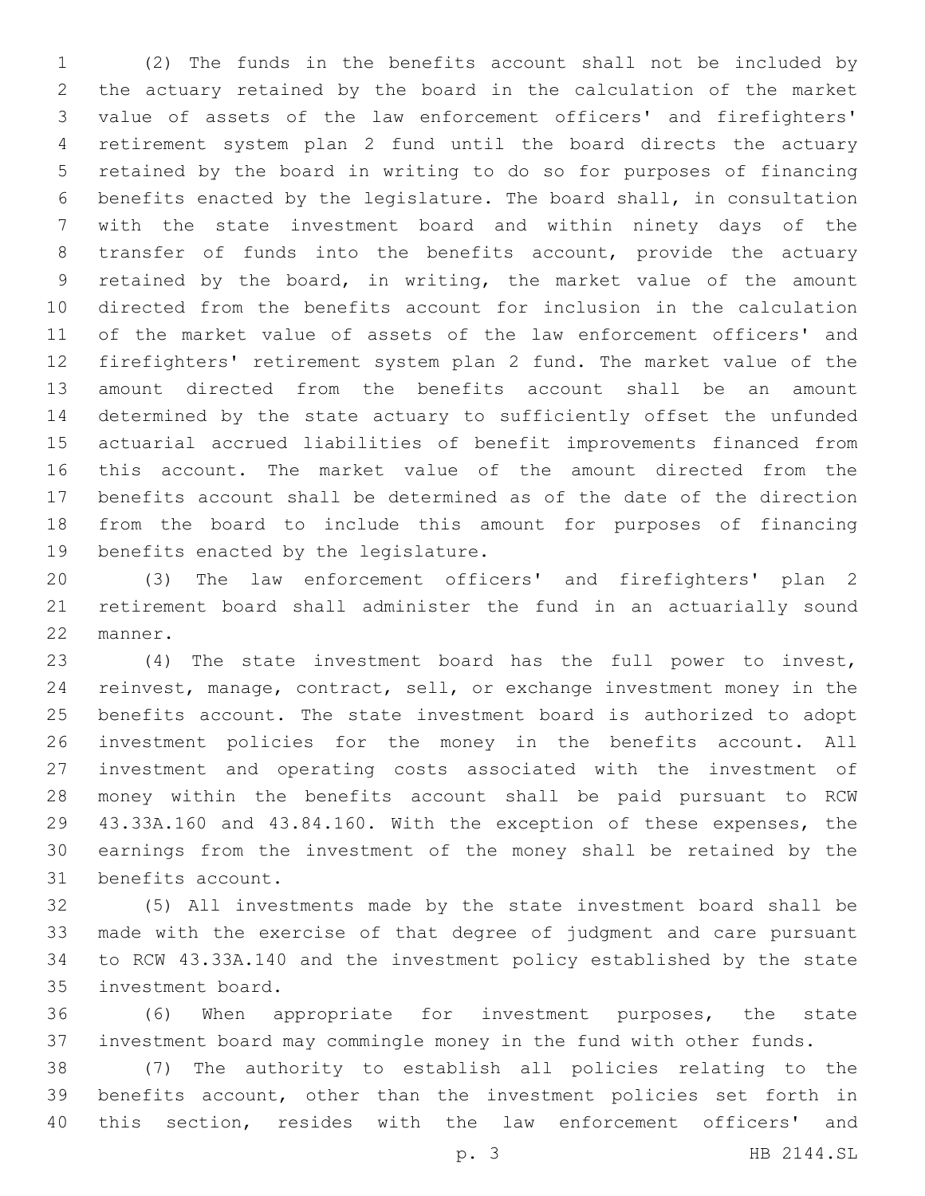(2) The funds in the benefits account shall not be included by the actuary retained by the board in the calculation of the market value of assets of the law enforcement officers' and firefighters' retirement system plan 2 fund until the board directs the actuary retained by the board in writing to do so for purposes of financing benefits enacted by the legislature. The board shall, in consultation with the state investment board and within ninety days of the transfer of funds into the benefits account, provide the actuary retained by the board, in writing, the market value of the amount directed from the benefits account for inclusion in the calculation of the market value of assets of the law enforcement officers' and firefighters' retirement system plan 2 fund. The market value of the amount directed from the benefits account shall be an amount determined by the state actuary to sufficiently offset the unfunded actuarial accrued liabilities of benefit improvements financed from this account. The market value of the amount directed from the benefits account shall be determined as of the date of the direction from the board to include this amount for purposes of financing benefits enacted by the legislature.

(3) The law enforcement officers' and firefighters' plan 2 retirement board shall administer the fund in an actuarially sound manner.

(4) The state investment board has the full power to invest, reinvest, manage, contract, sell, or exchange investment money in the benefits account. The state investment board is authorized to adopt investment policies for the money in the benefits account. All investment and operating costs associated with the investment of money within the benefits account shall be paid pursuant to RCW 43.33A.160 and 43.84.160. With the exception of these expenses, the earnings from the investment of the money shall be retained by the benefits account.

(5) All investments made by the state investment board shall be made with the exercise of that degree of judgment and care pursuant to RCW 43.33A.140 and the investment policy established by the state investment board.

(6) When appropriate for investment purposes, the state investment board may commingle money in the fund with other funds.

(7) The authority to establish all policies relating to the benefits account, other than the investment policies set forth in this section, resides with the law enforcement officers' and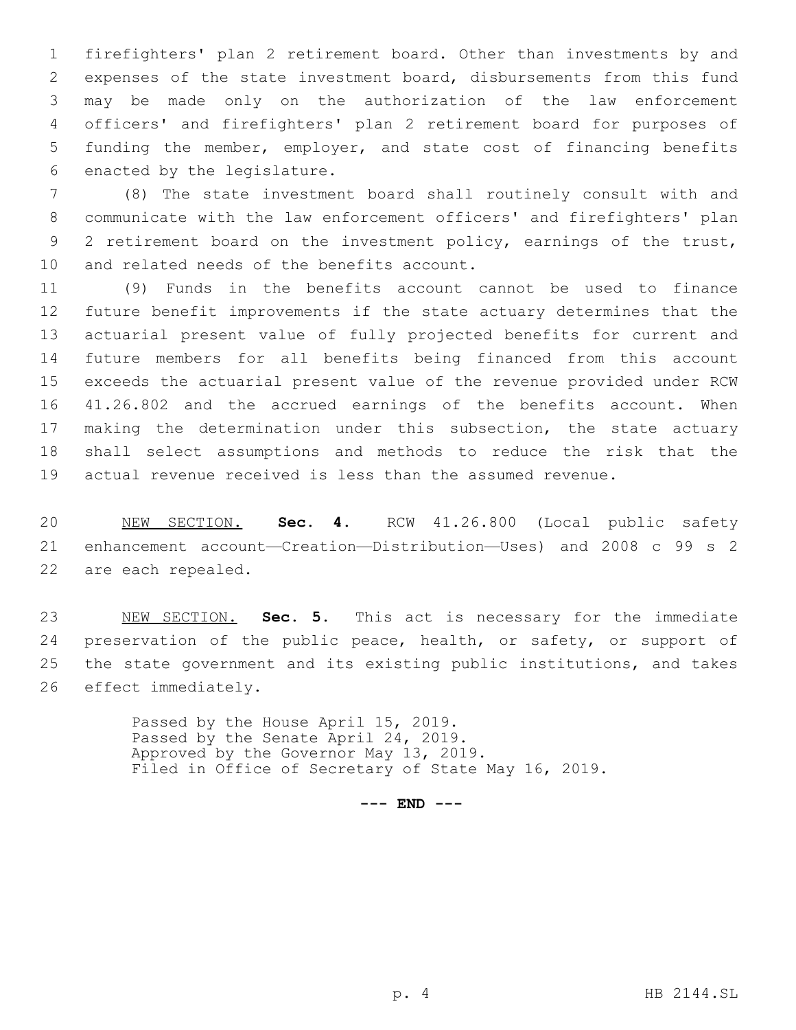firefighters' plan 2 retirement board. Other than investments by and expenses of the state investment board, disbursements from this fund may be made only on the authorization of the law enforcement officers' and firefighters' plan 2 retirement board for purposes of funding the member, employer, and state cost of financing benefits enacted by the legislature.

(8) The state investment board shall routinely consult with and communicate with the law enforcement officers' and firefighters' plan 2 retirement board on the investment policy, earnings of the trust, and related needs of the benefits account.

(9) Funds in the benefits account cannot be used to finance future benefit improvements if the state actuary determines that the actuarial present value of fully projected benefits for current and future members for all benefits being financed from this account exceeds the actuarial present value of the revenue provided under RCW 41.26.802 and the accrued earnings of the benefits account. When making the determination under this subsection, the state actuary shall select assumptions and methods to reduce the risk that the actual revenue received is less than the assumed revenue.

NEW SECTION. **Sec. 4.** RCW 41.26.800 (Local public safety enhancement account—Creation—Distribution—Uses) and 2008 c 99 s 2 are each repealed.

NEW SECTION. **Sec. 5.** This act is necessary for the immediate preservation of the public peace, health, or safety, or support of the state government and its existing public institutions, and takes effect immediately.

Passed by the House April 15, 2019.
Passed by the Senate April 24, 2019.
Approved by the Governor May 13, 2019.
Filed in Office of Secretary of State May 16, 2019.

**--- END ---**